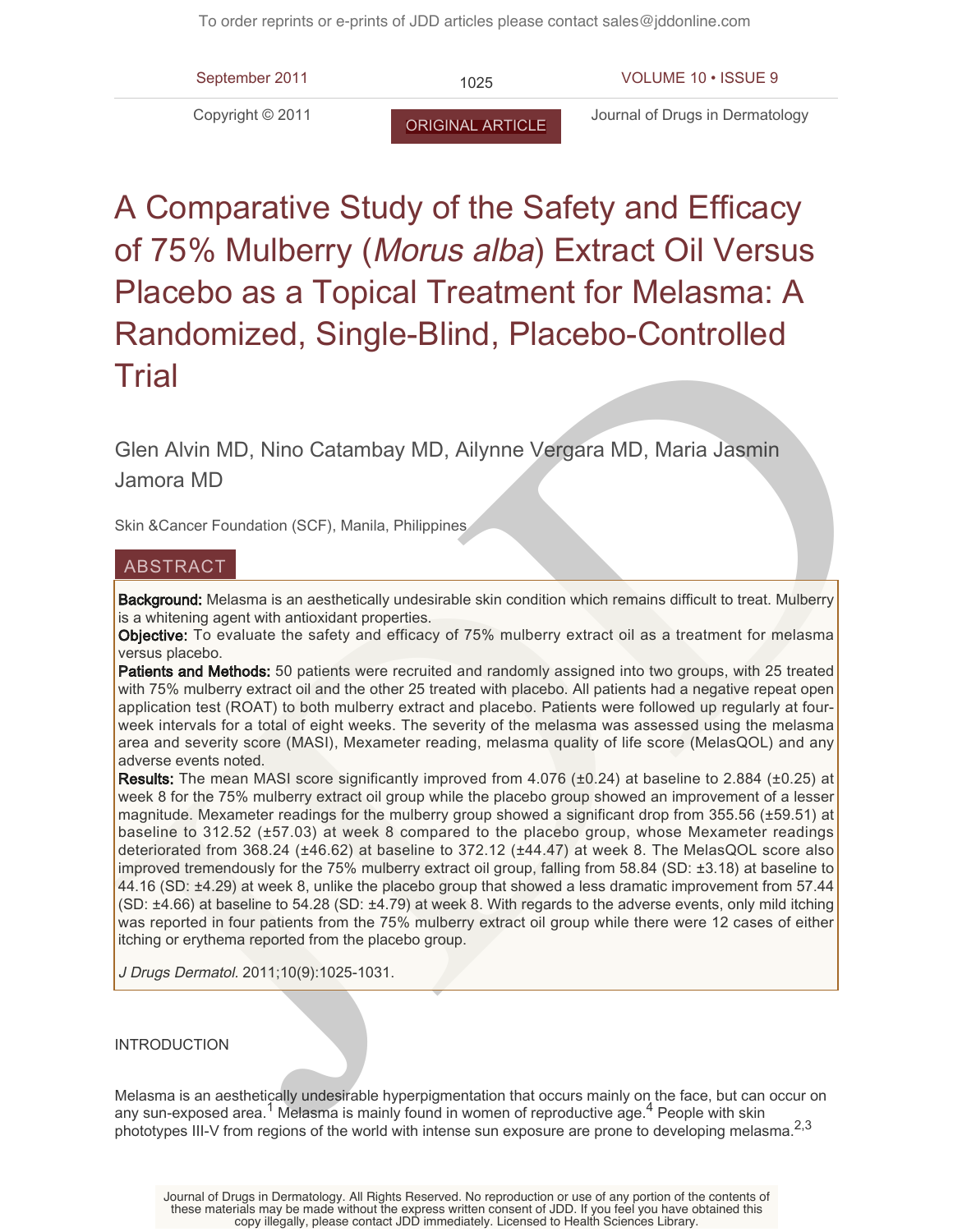ORIGINAL ARTICLE

# A Comparative Study of the Safety and Efficacy of 75% Mulberry (*Morus alba*) Extract Oil Versus Placebo as a Topical Treatment for Melasma: A Randomized, Single-Blind, Placebo-Controlled Trial

Glen Alvin MD, Nino Catambay MD, Ailynne Vergara MD, Maria Jasmin Jamora MD

Skin &Cancer Foundation (SCF), Manila, Philippines

## ABSTRACT

**Background:** Melasma is an aesthetically undesirable skin condition which remains difficult to treat. Mulberry is a whitening agent with antioxidant properties.

**Objective:** To evaluate the safety and efficacy of 75% mulberry extract oil as a treatment for melasma versus placebo.

**Patients and Methods:** 50 patients were recruited and randomly assigned into two groups, with 25 treated with 75% mulberry extract oil and the other 25 treated with placebo. All patients had a negative repeat open application test (ROAT) to both mulberry extract and placebo. Patients were followed up regularly at four-week intervals for a total of eight weeks. The severity of the melasma was assessed using the melasma area and severity score (MASI), Mexameter reading, melasma quality of life score (MelasQOL) and any adverse events noted.

**Results:** The mean MASI score significantly improved from 4.076 (±0.24) at baseline to 2.884 (±0.25) at week 8 for the 75% mulberry extract oil group while the placebo group showed an improvement of a lesser magnitude. Mexameter readings for the mulberry group showed a significant drop from 355.56 (±59.51) at baseline to 312.52 (±57.03) at week 8 compared to the placebo group, whose Mexameter readings deteriorated from 368.24 (±46.62) at baseline to 372.12 (±44.47) at week 8. The MelasQOL score also improved tremendously for the 75% mulberry extract oil group, falling from 58.84 (SD: ±3.18) at baseline to 44.16 (SD: ±4.29) at week 8, unlike the placebo group that showed a less dramatic improvement from 57.44 (SD: ±4.66) at baseline to 54.28 (SD: ±4.79) at week 8. With regards to the adverse events, only mild itching was reported in four patients from the 75% mulberry extract oil group while there were 12 cases of either itching or erythema reported from the placebo group.

*J Drugs Dermatol.* 2011;10(9):1025-1031.

## INTRODUCTION

Melasma is an aesthetically undesirable hyperpigmentation that occurs mainly on the face, but can occur on any sun-exposed area.[1] Melasma is mainly found in women of reproductive age.[4] People with skin phototypes III-V from regions of the world with intense sun exposure are prone to developing melasma.[2,3]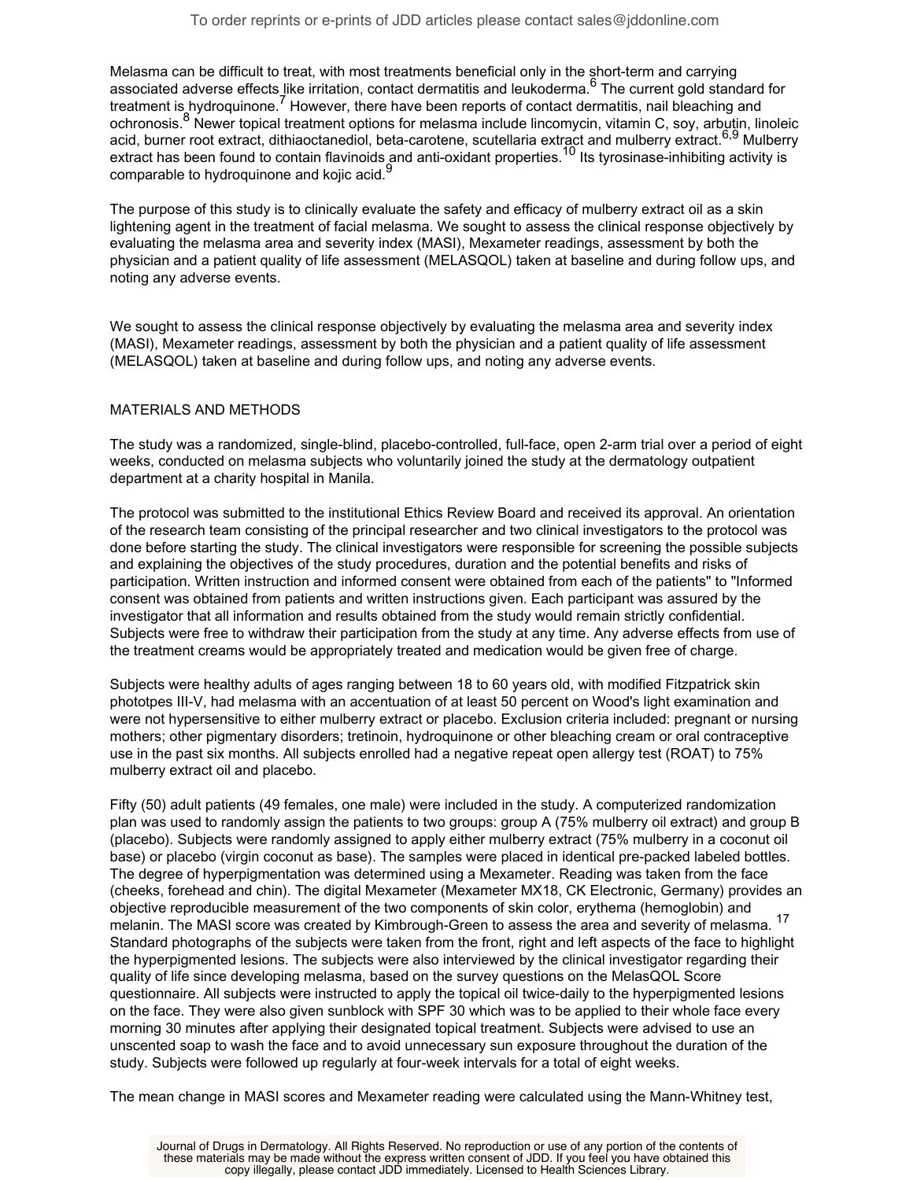Melasma can be difficult to treat, with most treatments beneficial only in the short-term and carrying associated adverse effects like irritation, contact dermatitis and leukoderma.[6] The current gold standard for treatment is hydroquinone.[7] However, there have been reports of contact dermatitis, nail bleaching and ochronosis.[8] Newer topical treatment options for melasma include lincomycin, vitamin C, soy, arbutin, linoleic acid, burner root extract, dithiaoctanediol, beta-carotene, scutellaria extract and mulberry extract.[6,9] Mulberry extract has been found to contain flavinoids and anti-oxidant properties.[10] Its tyrosinase-inhibiting activity is comparable to hydroquinone and kojic acid.[9]

The purpose of this study is to clinically evaluate the safety and efficacy of mulberry extract oil as a skin lightening agent in the treatment of facial melasma. We sought to assess the clinical response objectively by evaluating the melasma area and severity index (MASI), Mexameter readings, assessment by both the physician and a patient quality of life assessment (MELASQOL) taken at baseline and during follow ups, and noting any adverse events.

We sought to assess the clinical response objectively by evaluating the melasma area and severity index (MASI), Mexameter readings, assessment by both the physician and a patient quality of life assessment (MELASQOL) taken at baseline and during follow ups, and noting any adverse events.

## MATERIALS AND METHODS

The study was a randomized, single-blind, placebo-controlled, full-face, open 2-arm trial over a period of eight weeks, conducted on melasma subjects who voluntarily joined the study at the dermatology outpatient department at a charity hospital in Manila.

The protocol was submitted to the institutional Ethics Review Board and received its approval. An orientation of the research team consisting of the principal researcher and two clinical investigators to the protocol was done before starting the study. The clinical investigators were responsible for screening the possible subjects and explaining the objectives of the study procedures, duration and the potential benefits and risks of participation. Written instruction and informed consent were obtained from each of the patients" to "Informed consent was obtained from patients and written instructions given. Each participant was assured by the investigator that all information and results obtained from the study would remain strictly confidential. Subjects were free to withdraw their participation from the study at any time. Any adverse effects from use of the treatment creams would be appropriately treated and medication would be given free of charge.

Subjects were healthy adults of ages ranging between 18 to 60 years old, with modified Fitzpatrick skin phototpes III-V, had melasma with an accentuation of at least 50 percent on Wood's light examination and were not hypersensitive to either mulberry extract or placebo. Exclusion criteria included: pregnant or nursing mothers; other pigmentary disorders; tretinoin, hydroquinone or other bleaching cream or oral contraceptive use in the past six months. All subjects enrolled had a negative repeat open allergy test (ROAT) to 75% mulberry extract oil and placebo.

Fifty (50) adult patients (49 females, one male) were included in the study. A computerized randomization plan was used to randomly assign the patients to two groups: group A (75% mulberry oil extract) and group B (placebo). Subjects were randomly assigned to apply either mulberry extract (75% mulberry in a coconut oil base) or placebo (virgin coconut as base). The samples were placed in identical pre-packed labeled bottles. The degree of hyperpigmentation was determined using a Mexameter. Reading was taken from the face (cheeks, forehead and chin). The digital Mexameter (Mexameter MX18, CK Electronic, Germany) provides an objective reproducible measurement of the two components of skin color, erythema (hemoglobin) and melanin. The MASI score was created by Kimbrough-Green to assess the area and severity of melasma.[17] Standard photographs of the subjects were taken from the front, right and left aspects of the face to highlight the hyperpigmented lesions. The subjects were also interviewed by the clinical investigator regarding their quality of life since developing melasma, based on the survey questions on the MelasQOL Score questionnaire. All subjects were instructed to apply the topical oil twice-daily to the hyperpigmented lesions on the face. They were also given sunblock with SPF 30 which was to be applied to their whole face every morning 30 minutes after applying their designated topical treatment. Subjects were advised to use an unscented soap to wash the face and to avoid unnecessary sun exposure throughout the duration of the study. Subjects were followed up regularly at four-week intervals for a total of eight weeks.

The mean change in MASI scores and Mexameter reading were calculated using the Mann-Whitney test,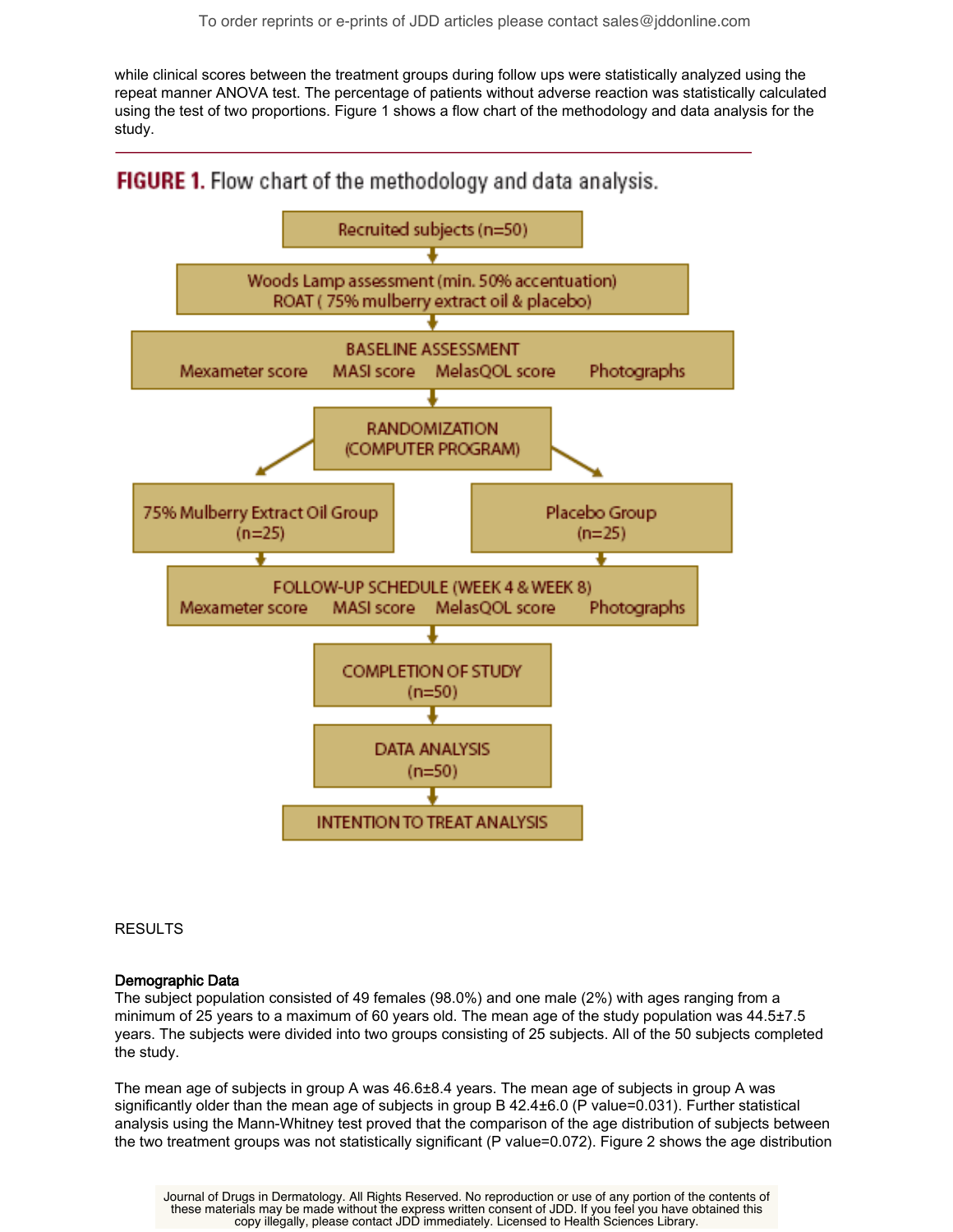while clinical scores between the treatment groups during follow ups were statistically analyzed using the repeat manner ANOVA test. The percentage of patients without adverse reaction was statistically calculated using the test of two proportions. Figure 1 shows a flow chart of the methodology and data analysis for the study.

**FIGURE 1.** Flow chart of the methodology and data analysis.

Recruited subjects (n=50)
↓
Woods Lamp assessment (min. 50% accentuation)
ROAT ( 75% mulberry extract oil & placebo)
↓
BASELINE ASSESSMENT
Mexameter score | MASI score | MelasQOL score | Photographs
↓
RANDOMIZATION
(COMPUTER PROGRAM)
↓
75% Mulberry Extract Oil Group (n=25) | Placebo Group (n=25)
↓
FOLLOW-UP SCHEDULE (WEEK 4 & WEEK 8)
Mexameter score | MASI score | MelasQOL score | Photographs
↓
COMPLETION OF STUDY
(n=50)
↓
DATA ANALYSIS
(n=50)
↓
INTENTION TO TREAT ANALYSIS

RESULTS

**Demographic Data**

The subject population consisted of 49 females (98.0%) and one male (2%) with ages ranging from a minimum of 25 years to a maximum of 60 years old. The mean age of the study population was 44.5±7.5 years. The subjects were divided into two groups consisting of 25 subjects. All of the 50 subjects completed the study.

The mean age of subjects in group A was 46.6±8.4 years. The mean age of subjects in group A was significantly older than the mean age of subjects in group B 42.4±6.0 (P value=0.031). Further statistical analysis using the Mann-Whitney test proved that the comparison of the age distribution of subjects between the two treatment groups was not statistically significant (P value=0.072). Figure 2 shows the age distribution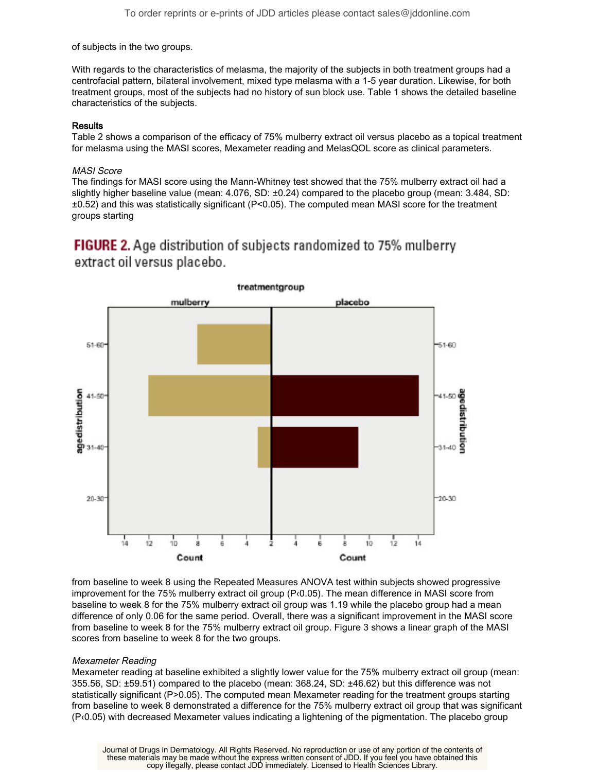of subjects in the two groups.

With regards to the characteristics of melasma, the majority of the subjects in both treatment groups had a centrofacial pattern, bilateral involvement, mixed type melasma with a 1-5 year duration. Likewise, for both treatment groups, most of the subjects had no history of sun block use. Table 1 shows the detailed baseline characteristics of the subjects.

## Results

Table 2 shows a comparison of the efficacy of 75% mulberry extract oil versus placebo as a topical treatment for melasma using the MASI scores, Mexameter reading and MelasQOL score as clinical parameters.

### *MASI Score*

The findings for MASI score using the Mann-Whitney test showed that the 75% mulberry extract oil had a slightly higher baseline value (mean: 4.076, SD: ±0.24) compared to the placebo group (mean: 3.484, SD: ±0.52) and this was statistically significant ($P<0.05$). The computed mean MASI score for the treatment groups starting

**FIGURE 2.** Age distribution of subjects randomized to 75% mulberry extract oil versus placebo.

from baseline to week 8 using the Repeated Measures ANOVA test within subjects showed progressive improvement for the 75% mulberry extract oil group ($P<0.05$). The mean difference in MASI score from baseline to week 8 for the 75% mulberry extract oil group was 1.19 while the placebo group had a mean difference of only 0.06 for the same period. Overall, there was a significant improvement in the MASI score from baseline to week 8 for the 75% mulberry extract oil group. Figure 3 shows a linear graph of the MASI scores from baseline to week 8 for the two groups.

### *Mexameter Reading*

Mexameter reading at baseline exhibited a slightly lower value for the 75% mulberry extract oil group (mean: 355.56, SD: ±59.51) compared to the placebo (mean: 368.24, SD: ±46.62) but this difference was not statistically significant ($P>0.05$). The computed mean Mexameter reading for the treatment groups starting from baseline to week 8 demonstrated a difference for the 75% mulberry extract oil group that was significant ($P<0.05$) with decreased Mexameter values indicating a lightening of the pigmentation. The placebo group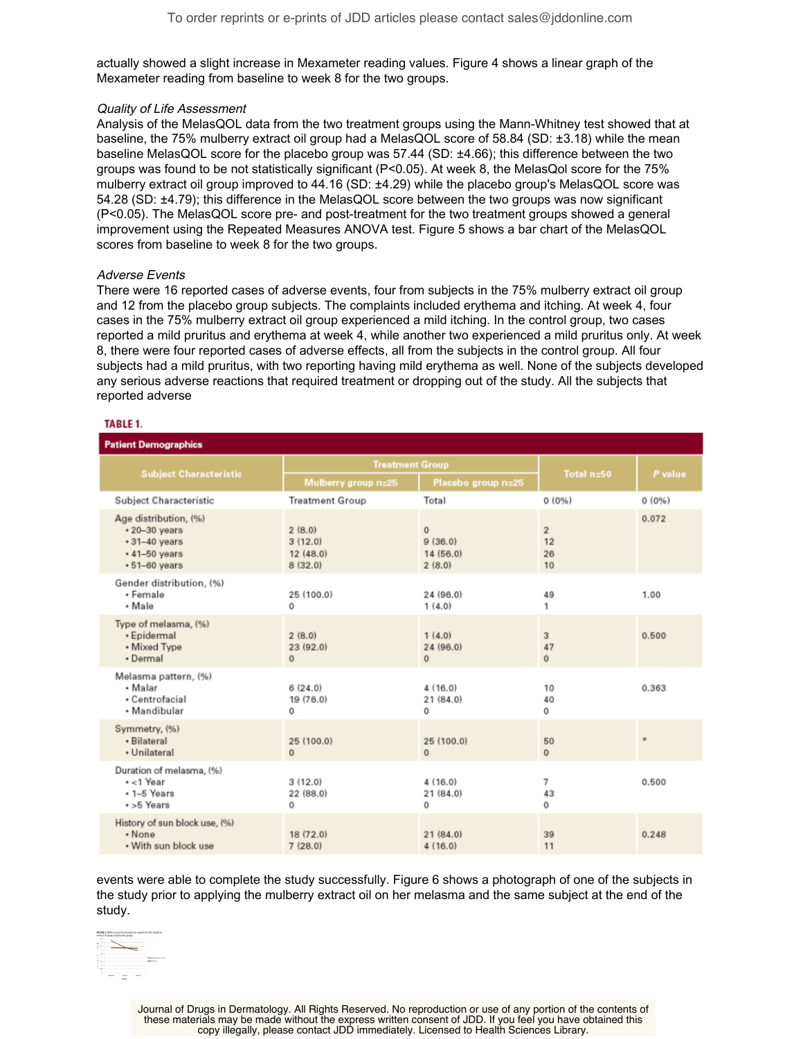actually showed a slight increase in Mexameter reading values. Figure 4 shows a linear graph of the Mexameter reading from baseline to week 8 for the two groups.

*Quality of Life Assessment*

Analysis of the MelasQOL data from the two treatment groups using the Mann-Whitney test showed that at baseline, the 75% mulberry extract oil group had a MelasQOL score of 58.84 (SD: ±3.18) while the mean baseline MelasQOL score for the placebo group was 57.44 (SD: ±4.66); this difference between the two groups was found to be not statistically significant ($P<0.05$). At week 8, the MelasQol score for the 75% mulberry extract oil group improved to 44.16 (SD: ±4.29) while the placebo group's MelasQOL score was 54.28 (SD: ±4.79); this difference in the MelasQOL score between the two groups was now significant ($P<0.05$). The MelasQOL score pre- and post-treatment for the two treatment groups showed a general improvement using the Repeated Measures ANOVA test. Figure 5 shows a bar chart of the MelasQOL scores from baseline to week 8 for the two groups.

*Adverse Events*

There were 16 reported cases of adverse events, four from subjects in the 75% mulberry extract oil group and 12 from the placebo group subjects. The complaints included erythema and itching. At week 4, four cases in the 75% mulberry extract oil group experienced a mild itching. In the control group, two cases reported a mild pruritus and erythema at week 4, while another two experienced a mild pruritus only. At week 8, there were four reported cases of adverse effects, all from the subjects in the control group. All four subjects had a mild pruritus, with two reporting having mild erythema as well. None of the subjects developed any serious adverse reactions that required treatment or dropping out of the study. All the subjects that reported adverse events were able to complete the study successfully. Figure 6 shows a photograph of one of the subjects in the study prior to applying the mulberry extract oil on her melasma and the same subject at the end of the study.

**TABLE 1.**

**Patient Demographics**

| Subject Characteristic | Treatment Group | | Total n=50 | P value |
|---|---|---|---|---|
| | Mulberry group n=25 | Placebo group n=25 | | |
| Subject Characteristic | Treatment Group | Total | 0 (0%) | 0 (0%) |
| Age distribution, (%) | | | | 0.072 |
| • 20–30 years | 2 (8.0) | 0 | 2 | |
| • 31–40 years | 3 (12.0) | 9 (36.0) | 12 | |
| • 41–50 years | 12 (48.0) | 14 (56.0) | 26 | |
| • 51–60 years | 8 (32.0) | 2 (8.0) | 10 | |
| Gender distribution, (%) | | | | 1.00 |
| • Female | 25 (100.0) | 24 (96.0) | 49 | |
| • Male | 0 | 1 (4.0) | 1 | |
| Type of melasma, (%) | | | | 0.500 |
| • Epidermal | 2 (8.0) | 1 (4.0) | 3 | |
| • Mixed Type | 23 (92.0) | 24 (96.0) | 47 | |
| • Dermal | 0 | 0 | 0 | |
| Melasma pattern, (%) | | | | 0.363 |
| • Malar | 6 (24.0) | 4 (16.0) | 10 | |
| • Centrofacial | 19 (76.0) | 21 (84.0) | 40 | |
| • Mandibular | 0 | 0 | 0 | |
| Symmetry, (%) | | | | * |
| • Bilateral | 25 (100.0) | 25 (100.0) | 50 | |
| • Unilateral | 0 | 0 | 0 | |
| Duration of melasma, (%) | | | | 0.500 |
| • <1 Year | 3 (12.0) | 4 (16.0) | 7 | |
| • 1–5 Years | 22 (88.0) | 21 (84.0) | 43 | |
| • >5 Years | 0 | 0 | 0 | |
| History of sun block use, (%) | | | | 0.248 |
| • None | 18 (72.0) | 21 (84.0) | 39 | |
| • With sun block use | 7 (28.0) | 4 (16.0) | 11 | |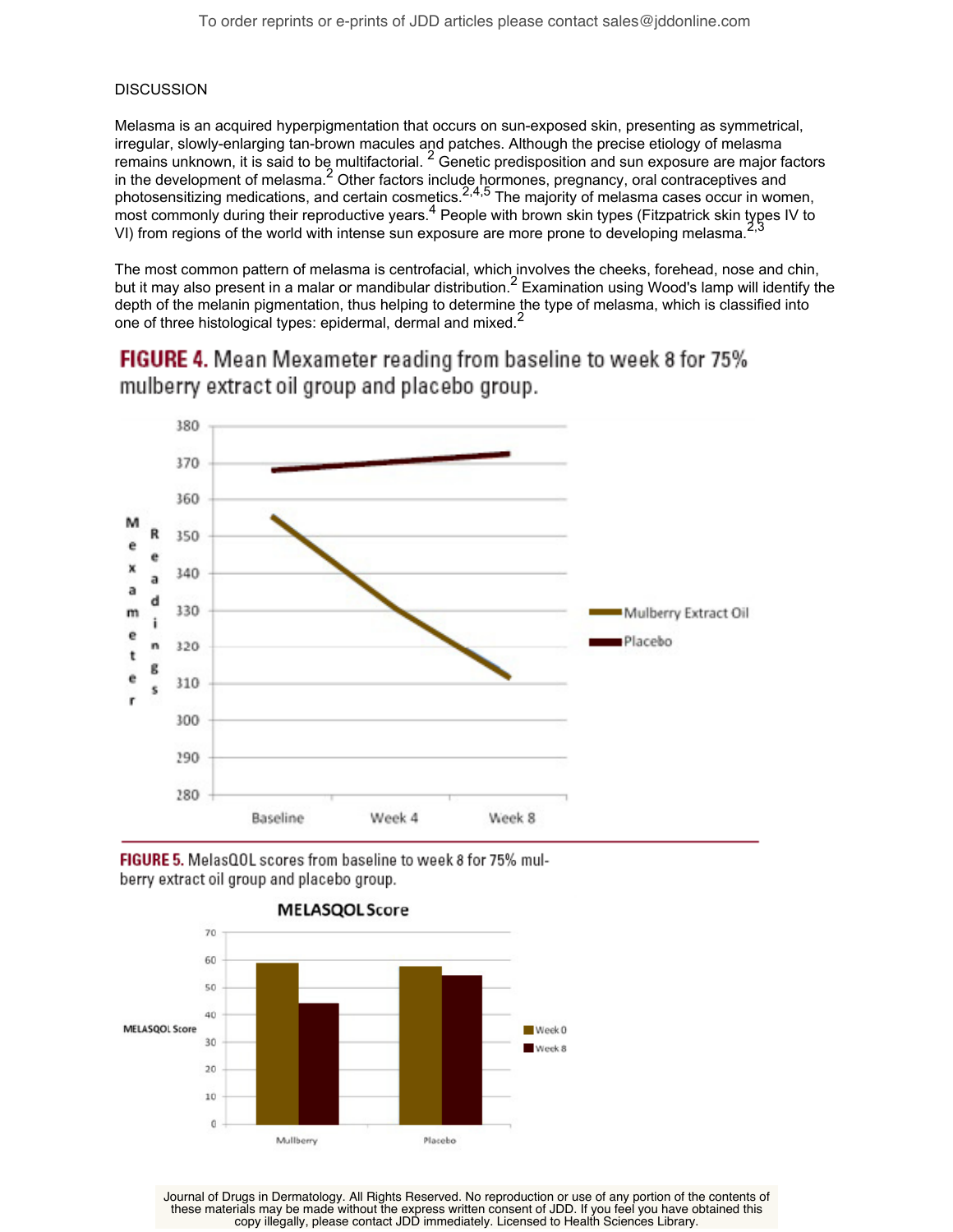## DISCUSSION

Melasma is an acquired hyperpigmentation that occurs on sun-exposed skin, presenting as symmetrical, irregular, slowly-enlarging tan-brown macules and patches. Although the precise etiology of melasma remains unknown, it is said to be multifactorial. [2] Genetic predisposition and sun exposure are major factors in the development of melasma.[2] Other factors include hormones, pregnancy, oral contraceptives and photosensitizing medications, and certain cosmetics.[2,4,5] The majority of melasma cases occur in women, most commonly during their reproductive years.[4] People with brown skin types (Fitzpatrick skin types IV to VI) from regions of the world with intense sun exposure are more prone to developing melasma.[2,3]

The most common pattern of melasma is centrofacial, which involves the cheeks, forehead, nose and chin, but it may also present in a malar or mandibular distribution.[2] Examination using Wood's lamp will identify the depth of the melanin pigmentation, thus helping to determine the type of melasma, which is classified into one of three histological types: epidermal, dermal and mixed.[2]

**FIGURE 4.** Mean Mexameter reading from baseline to week 8 for 75% mulberry extract oil group and placebo group.

**FIGURE 5.** MelasQOL scores from baseline to week 8 for 75% mulberry extract oil group and placebo group.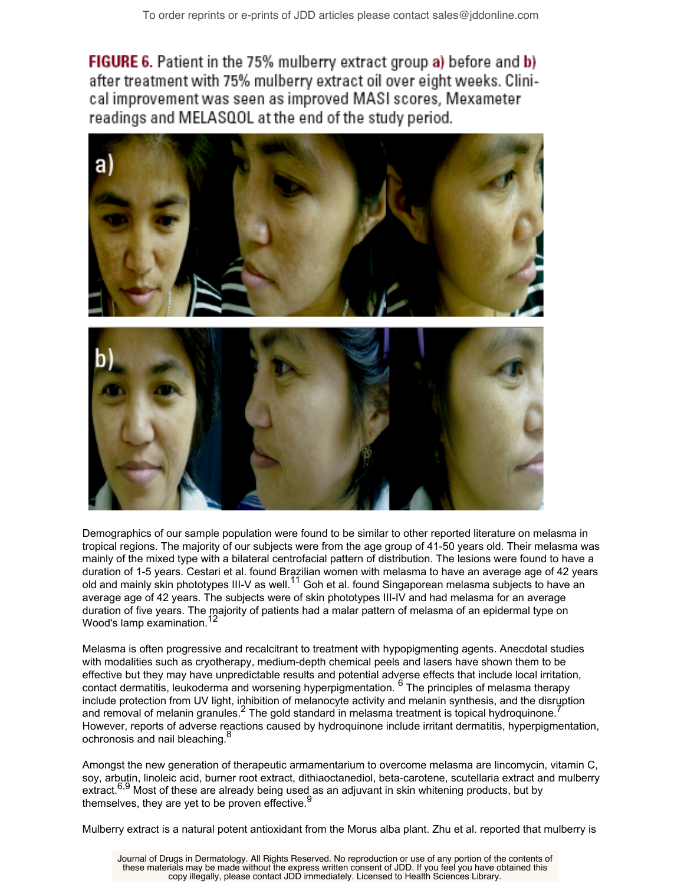**FIGURE 6.** Patient in the 75% mulberry extract group **a)** before and **b)** after treatment with 75% mulberry extract oil over eight weeks. Clinical improvement was seen as improved MASI scores, Mexameter readings and MELASQOL at the end of the study period.

Demographics of our sample population were found to be similar to other reported literature on melasma in tropical regions. The majority of our subjects were from the age group of 41-50 years old. Their melasma was mainly of the mixed type with a bilateral centrofacial pattern of distribution. The lesions were found to have a duration of 1-5 years. Cestari et al. found Brazilian women with melasma to have an average age of 42 years old and mainly skin phototypes III-V as well.[11] Goh et al. found Singaporean melasma subjects to have an average age of 42 years. The subjects were of skin phototypes III-IV and had melasma for an average duration of five years. The majority of patients had a malar pattern of melasma of an epidermal type on Wood's lamp examination.[12]

Melasma is often progressive and recalcitrant to treatment with hypopigmenting agents. Anecdotal studies with modalities such as cryotherapy, medium-depth chemical peels and lasers have shown them to be effective but they may have unpredictable results and potential adverse effects that include local irritation, contact dermatitis, leukoderma and worsening hyperpigmentation. [6] The principles of melasma therapy include protection from UV light, inhibition of melanocyte activity and melanin synthesis, and the disruption and removal of melanin granules.[2] The gold standard in melasma treatment is topical hydroquinone.[7] However, reports of adverse reactions caused by hydroquinone include irritant dermatitis, hyperpigmentation, ochronosis and nail bleaching.[8]

Amongst the new generation of therapeutic armamentarium to overcome melasma are lincomycin, vitamin C, soy, arbutin, linoleic acid, burner root extract, dithiaoctanediol, beta-carotene, scutellaria extract and mulberry extract.[6,9] Most of these are already being used as an adjuvant in skin whitening products, but by themselves, they are yet to be proven effective.[9]

Mulberry extract is a natural potent antioxidant from the Morus alba plant. Zhu et al. reported that mulberry is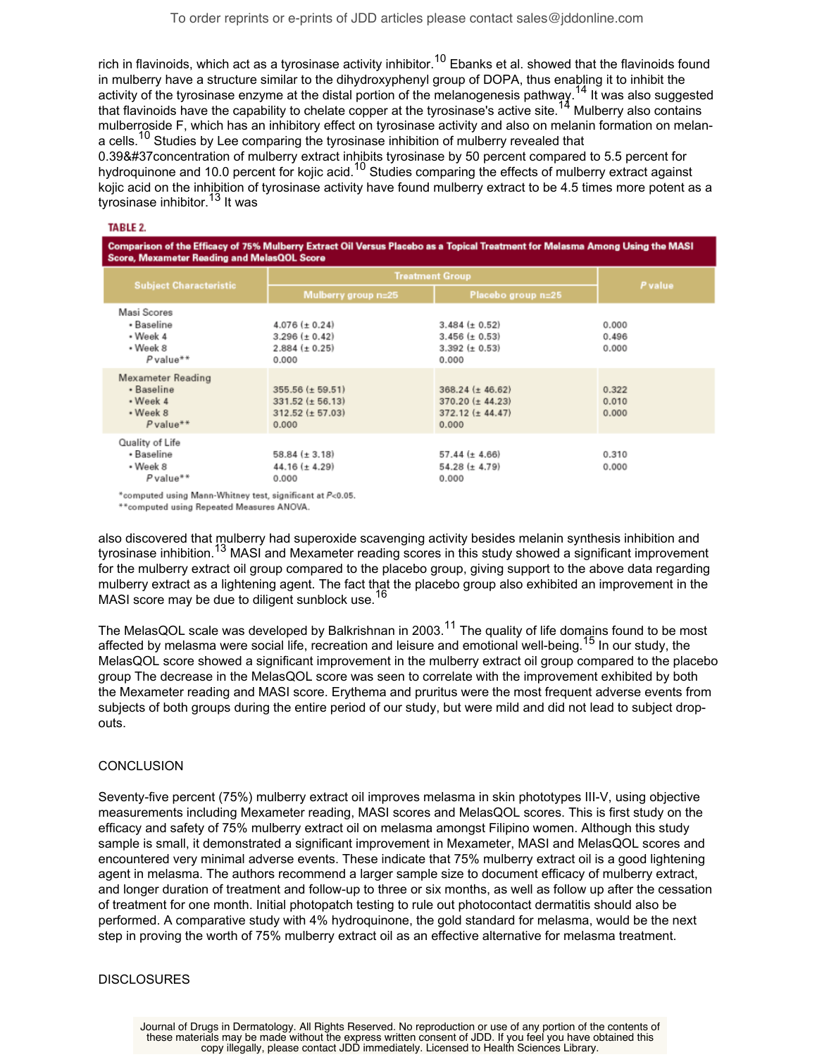rich in flavinoids, which act as a tyrosinase activity inhibitor.[10] Ebanks et al. showed that the flavinoids found in mulberry have a structure similar to the dihydroxyphenyl group of DOPA, thus enabling it to inhibit the activity of the tyrosinase enzyme at the distal portion of the melanogenesis pathway.[14] It was also suggested that flavinoids have the capability to chelate copper at the tyrosinase's active site.[14] Mulberry also contains mulberroside F, which has an inhibitory effect on tyrosinase activity and also on melanin formation on melan-a cells.[10] Studies by Lee comparing the tyrosinase inhibition of mulberry revealed that 0.39&#37concentration of mulberry extract inhibits tyrosinase by 50 percent compared to 5.5 percent for hydroquinone and 10.0 percent for kojic acid.[10] Studies comparing the effects of mulberry extract against kojic acid on the inhibition of tyrosinase activity have found mulberry extract to be 4.5 times more potent as a tyrosinase inhibitor.[13] It was

**TABLE 2.**

**Comparison of the Efficacy of 75% Mulberry Extract Oil Versus Placebo as a Topical Treatment for Melasma Among Using the MASI Score, Mexameter Reading and MelasQOL Score**

| Subject Characteristic | Treatment Group | | *P* value |
|---|---|---|---|
| | Mulberry group n=25 | Placebo group n=25 | |
| Masi Scores | | | |
| • Baseline | 4.076 (± 0.24) | 3.484 (± 0.52) | 0.000 |
| • Week 4 | 3.296 (± 0.42) | 3.456 (± 0.53) | 0.496 |
| • Week 8 | 2.884 (± 0.25) | 3.392 (± 0.53) | 0.000 |
| *P* value** | 0.000 | 0.000 | |
| Mexameter Reading | | | |
| • Baseline | 355.56 (± 59.51) | 368.24 (± 46.62) | 0.322 |
| • Week 4 | 331.52 (± 56.13) | 370.20 (± 44.23) | 0.010 |
| • Week 8 | 312.52 (± 57.03) | 372.12 (± 44.47) | 0.000 |
| *P* value** | 0.000 | 0.000 | |
| Quality of Life | | | |
| • Baseline | 58.84 (± 3.18) | 57.44 (± 4.66) | 0.310 |
| • Week 8 | 44.16 (± 4.29) | 54.28 (± 4.79) | 0.000 |
| *P* value** | 0.000 | 0.000 | |

*computed using Mann-Whitney test, significant at $P<0.05$.
**computed using Repeated Measures ANOVA.

also discovered that mulberry had superoxide scavenging activity besides melanin synthesis inhibition and tyrosinase inhibition.[13] MASI and Mexameter reading scores in this study showed a significant improvement for the mulberry extract oil group compared to the placebo group, giving support to the above data regarding mulberry extract as a lightening agent. The fact that the placebo group also exhibited an improvement in the MASI score may be due to diligent sunblock use.[16]

The MelasQOL scale was developed by Balkrishnan in 2003.[11] The quality of life domains found to be most affected by melasma were social life, recreation and leisure and emotional well-being.[15] In our study, the MelasQOL score showed a significant improvement in the mulberry extract oil group compared to the placebo group The decrease in the MelasQOL score was seen to correlate with the improvement exhibited by both the Mexameter reading and MASI score. Erythema and pruritus were the most frequent adverse events from subjects of both groups during the entire period of our study, but were mild and did not lead to subject drop-outs.

## CONCLUSION

Seventy-five percent (75%) mulberry extract oil improves melasma in skin phototypes III-V, using objective measurements including Mexameter reading, MASI scores and MelasQOL scores. This is first study on the efficacy and safety of 75% mulberry extract oil on melasma amongst Filipino women. Although this study sample is small, it demonstrated a significant improvement in Mexameter, MASI and MelasQOL scores and encountered very minimal adverse events. These indicate that 75% mulberry extract oil is a good lightening agent in melasma. The authors recommend a larger sample size to document efficacy of mulberry extract, and longer duration of treatment and follow-up to three or six months, as well as follow up after the cessation of treatment for one month. Initial photopatch testing to rule out photocontact dermatitis should also be performed. A comparative study with 4% hydroquinone, the gold standard for melasma, would be the next step in proving the worth of 75% mulberry extract oil as an effective alternative for melasma treatment.

## DISCLOSURES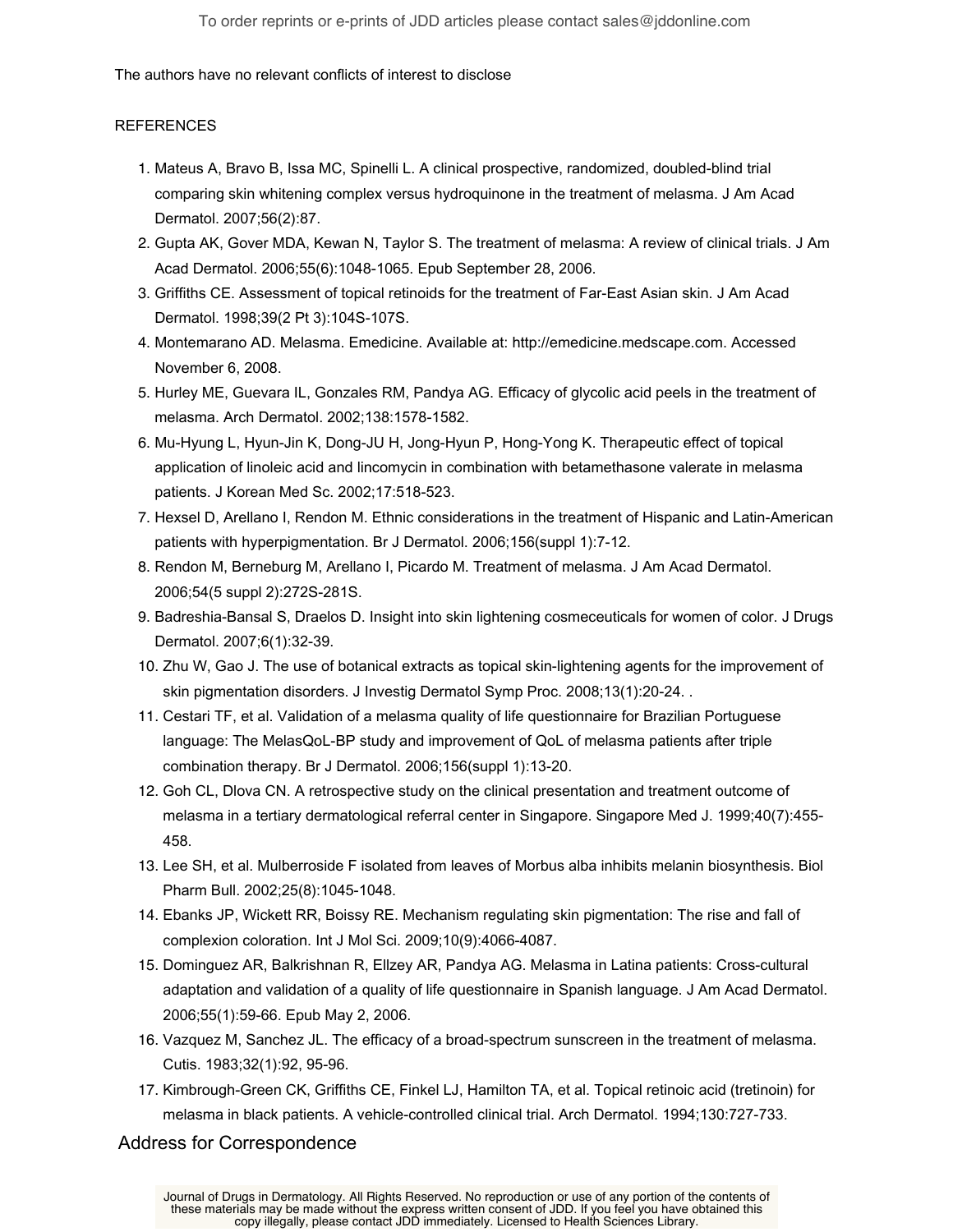The authors have no relevant conflicts of interest to disclose

REFERENCES

1. Mateus A, Bravo B, Issa MC, Spinelli L. A clinical prospective, randomized, doubled-blind trial comparing skin whitening complex versus hydroquinone in the treatment of melasma. J Am Acad Dermatol. 2007;56(2):87.
2. Gupta AK, Gover MDA, Kewan N, Taylor S. The treatment of melasma: A review of clinical trials. J Am Acad Dermatol. 2006;55(6):1048-1065. Epub September 28, 2006.
3. Griffiths CE. Assessment of topical retinoids for the treatment of Far-East Asian skin. J Am Acad Dermatol. 1998;39(2 Pt 3):104S-107S.
4. Montemarano AD. Melasma. Emedicine. Available at: http://emedicine.medscape.com. Accessed November 6, 2008.
5. Hurley ME, Guevara IL, Gonzales RM, Pandya AG. Efficacy of glycolic acid peels in the treatment of melasma. Arch Dermatol. 2002;138:1578-1582.
6. Mu-Hyung L, Hyun-Jin K, Dong-JU H, Jong-Hyun P, Hong-Yong K. Therapeutic effect of topical application of linoleic acid and lincomycin in combination with betamethasone valerate in melasma patients. J Korean Med Sc. 2002;17:518-523.
7. Hexsel D, Arellano I, Rendon M. Ethnic considerations in the treatment of Hispanic and Latin-American patients with hyperpigmentation. Br J Dermatol. 2006;156(suppl 1):7-12.
8. Rendon M, Berneburg M, Arellano I, Picardo M. Treatment of melasma. J Am Acad Dermatol. 2006;54(5 suppl 2):272S-281S.
9. Badreshia-Bansal S, Draelos D. Insight into skin lightening cosmeceuticals for women of color. J Drugs Dermatol. 2007;6(1):32-39.
10. Zhu W, Gao J. The use of botanical extracts as topical skin-lightening agents for the improvement of skin pigmentation disorders. J Investig Dermatol Symp Proc. 2008;13(1):20-24. .
11. Cestari TF, et al. Validation of a melasma quality of life questionnaire for Brazilian Portuguese language: The MelasQoL-BP study and improvement of QoL of melasma patients after triple combination therapy. Br J Dermatol. 2006;156(suppl 1):13-20.
12. Goh CL, Dlova CN. A retrospective study on the clinical presentation and treatment outcome of melasma in a tertiary dermatological referral center in Singapore. Singapore Med J. 1999;40(7):455-458.
13. Lee SH, et al. Mulberroside F isolated from leaves of Morbus alba inhibits melanin biosynthesis. Biol Pharm Bull. 2002;25(8):1045-1048.
14. Ebanks JP, Wickett RR, Boissy RE. Mechanism regulating skin pigmentation: The rise and fall of complexion coloration. Int J Mol Sci. 2009;10(9):4066-4087.
15. Dominguez AR, Balkrishnan R, Ellzey AR, Pandya AG. Melasma in Latina patients: Cross-cultural adaptation and validation of a quality of life questionnaire in Spanish language. J Am Acad Dermatol. 2006;55(1):59-66. Epub May 2, 2006.
16. Vazquez M, Sanchez JL. The efficacy of a broad-spectrum sunscreen in the treatment of melasma. Cutis. 1983;32(1):92, 95-96.
17. Kimbrough-Green CK, Griffiths CE, Finkel LJ, Hamilton TA, et al. Topical retinoic acid (tretinoin) for melasma in black patients. A vehicle-controlled clinical trial. Arch Dermatol. 1994;130:727-733.

## Address for Correspondence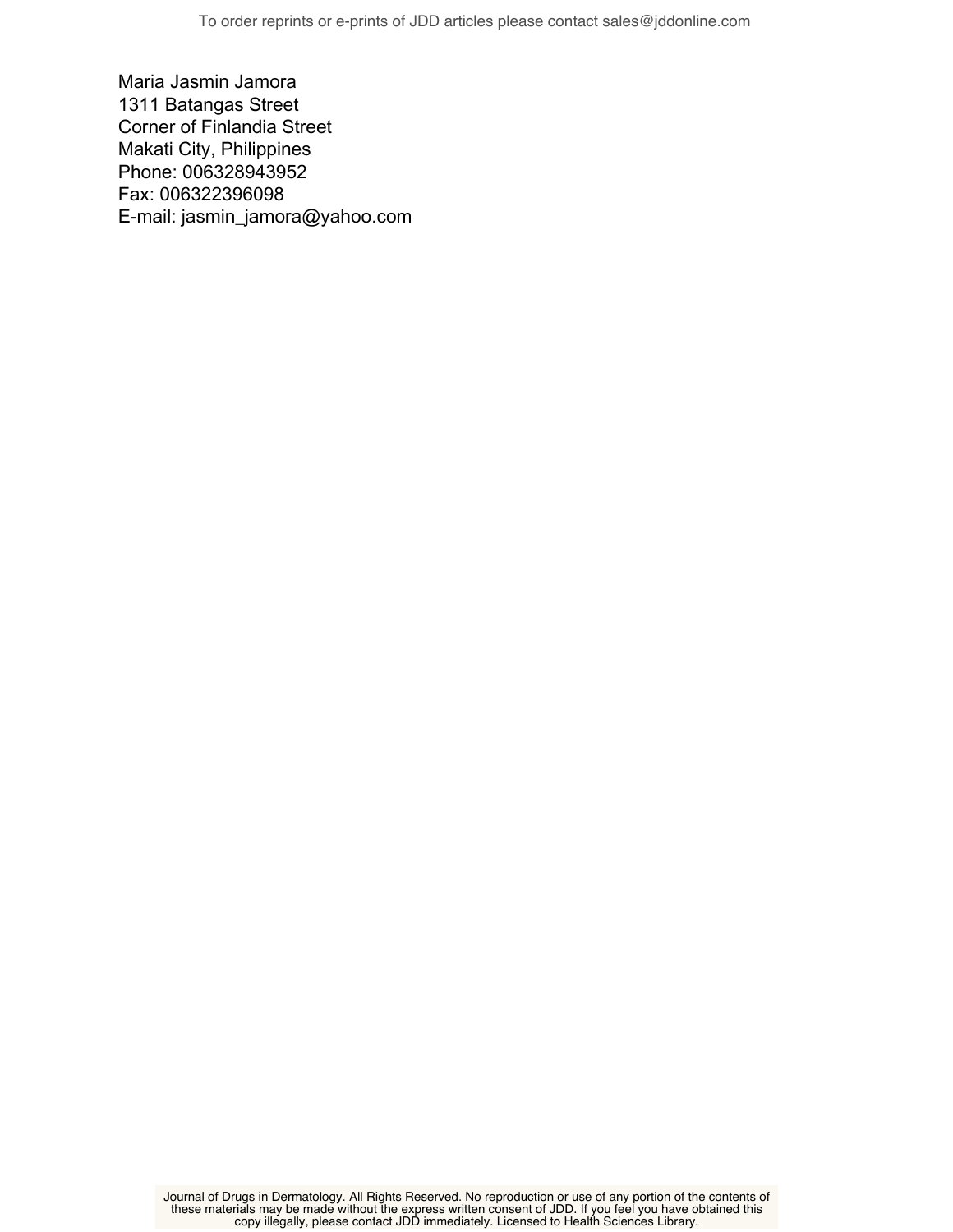Maria Jasmin Jamora
1311 Batangas Street
Corner of Finlandia Street
Makati City, Philippines
Phone: 006328943952
Fax: 006322396098
E-mail: jasmin_jamora@yahoo.com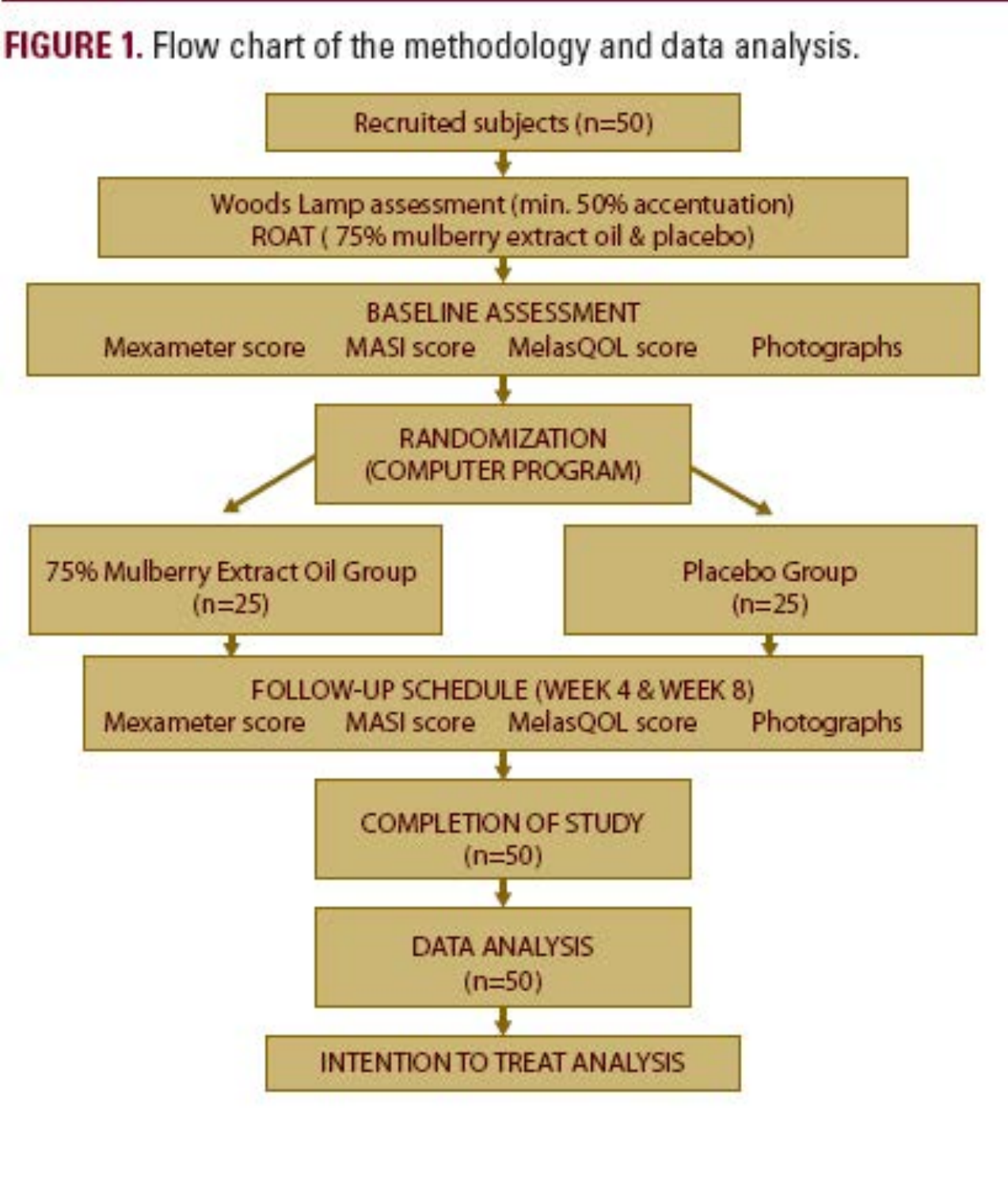**FIGURE 1.** Flow chart of the methodology and data analysis.

Recruited subjects (n=50)

↓

Woods Lamp assessment (min. 50% accentuation)
ROAT ( 75% mulberry extract oil & placebo)

↓

BASELINE ASSESSMENT
Mexameter score | MASI score | MelasQOL score | Photographs

↓

RANDOMIZATION
(COMPUTER PROGRAM)

↙ ↘

| 75% Mulberry Extract Oil Group (n=25) | Placebo Group (n=25) |
| --- | --- |

↓

FOLLOW-UP SCHEDULE (WEEK 4 & WEEK 8)
Mexameter score | MASI score | MelasQOL score | Photographs

↓

COMPLETION OF STUDY
(n=50)

↓

DATA ANALYSIS
(n=50)

↓

INTENTION TO TREAT ANALYSIS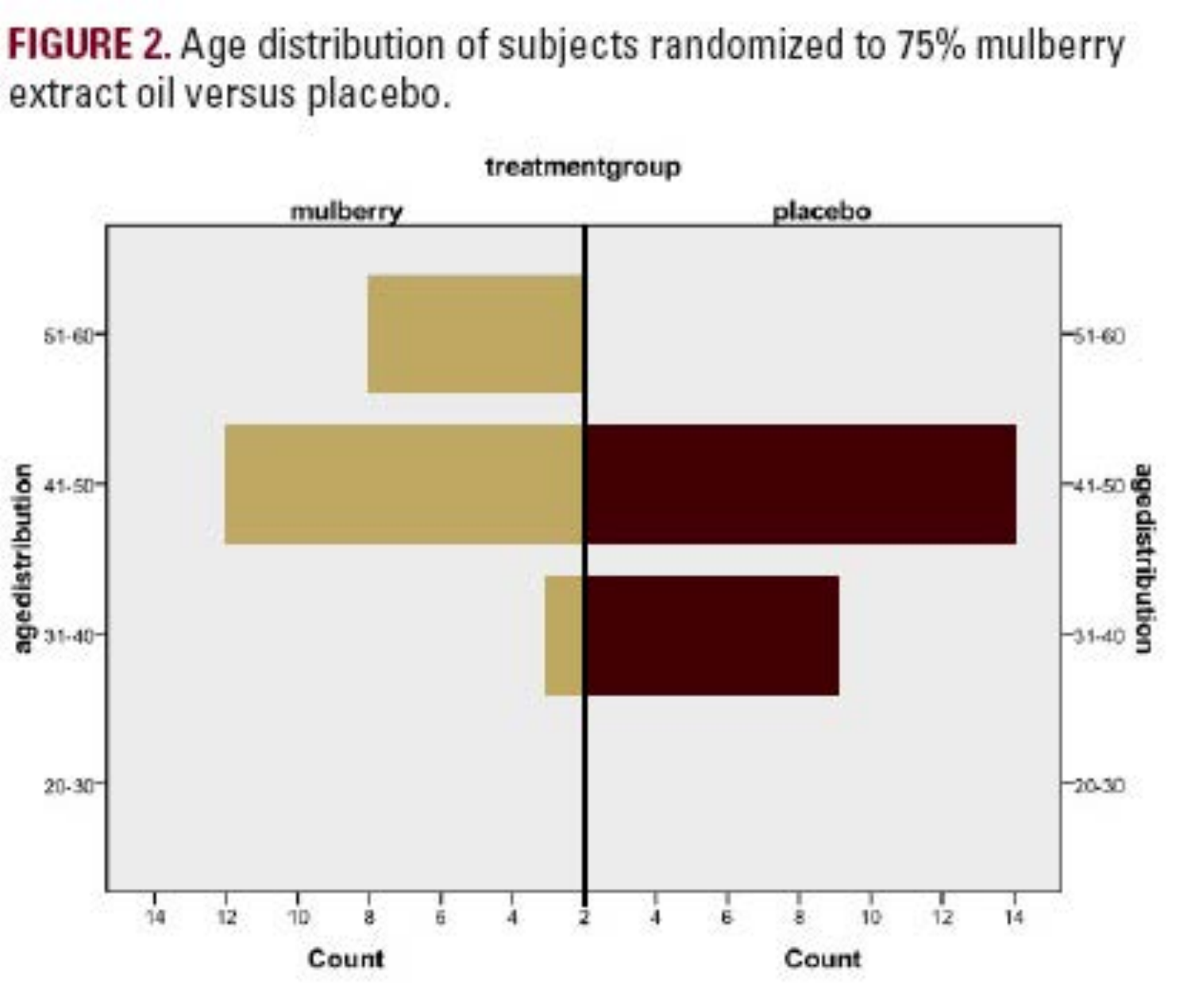**FIGURE 2.** Age distribution of subjects randomized to 75% mulberry extract oil versus placebo.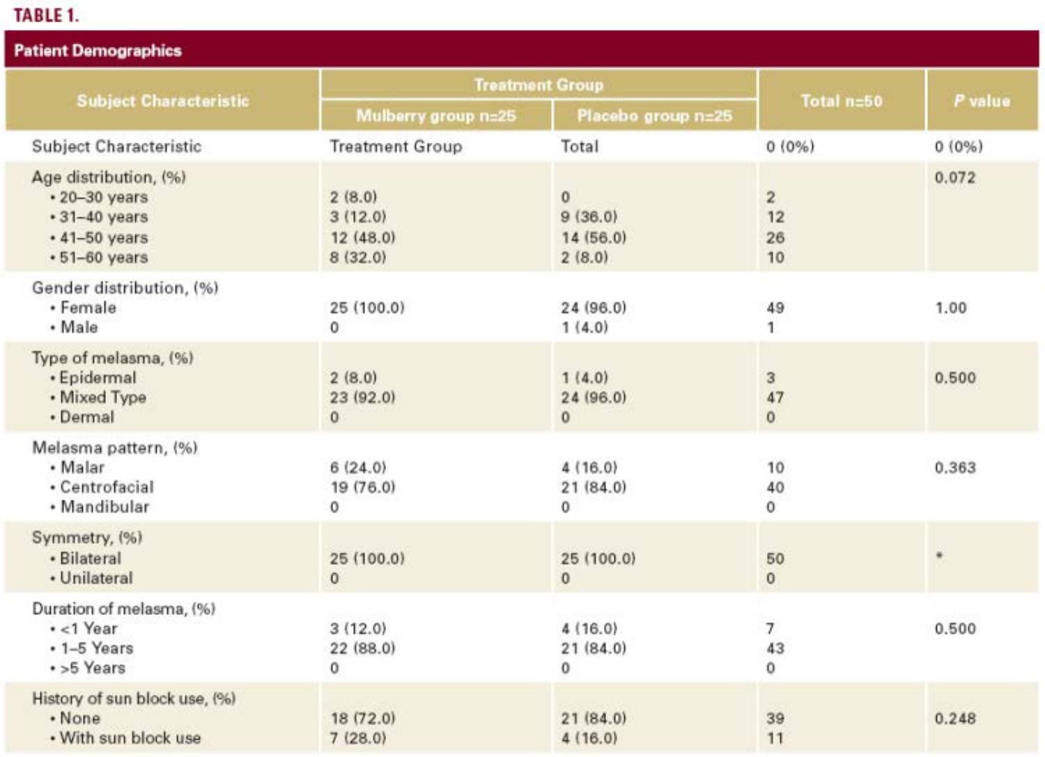**TABLE 1.**

**Patient Demographics**

| Subject Characteristic | Treatment Group | | Total n=50 | P value |
|---|---|---|---|---|
| | Mulberry group n=25 | Placebo group n=25 | | |
| Subject Characteristic | Treatment Group | Total | 0 (0%) | 0 (0%) |
| **Age distribution, (%)** | | | | 0.072 |
| • 20–30 years | 2 (8.0) | 0 | 2 | |
| • 31–40 years | 3 (12.0) | 9 (36.0) | 12 | |
| • 41–50 years | 12 (48.0) | 14 (56.0) | 26 | |
| • 51–60 years | 8 (32.0) | 2 (8.0) | 10 | |
| **Gender distribution, (%)** | | | | |
| • Female | 25 (100.0) | 24 (96.0) | 49 | 1.00 |
| • Male | 0 | 1 (4.0) | 1 | |
| **Type of melasma, (%)** | | | | |
| • Epidermal | 2 (8.0) | 1 (4.0) | 3 | 0.500 |
| • Mixed Type | 23 (92.0) | 24 (96.0) | 47 | |
| • Dermal | 0 | 0 | 0 | |
| **Melasma pattern, (%)** | | | | |
| • Malar | 6 (24.0) | 4 (16.0) | 10 | 0.363 |
| • Centrofacial | 19 (76.0) | 21 (84.0) | 40 | |
| • Mandibular | 0 | 0 | 0 | |
| **Symmetry, (%)** | | | | |
| • Bilateral | 25 (100.0) | 25 (100.0) | 50 | * |
| • Unilateral | 0 | 0 | 0 | |
| **Duration of melasma, (%)** | | | | |
| • <1 Year | 3 (12.0) | 4 (16.0) | 7 | 0.500 |
| • 1–5 Years | 22 (88.0) | 21 (84.0) | 43 | |
| • >5 Years | 0 | 0 | 0 | |
| **History of sun block use, (%)** | | | | |
| • None | 18 (72.0) | 21 (84.0) | 39 | 0.248 |
| • With sun block use | 7 (28.0) | 4 (16.0) | 11 | |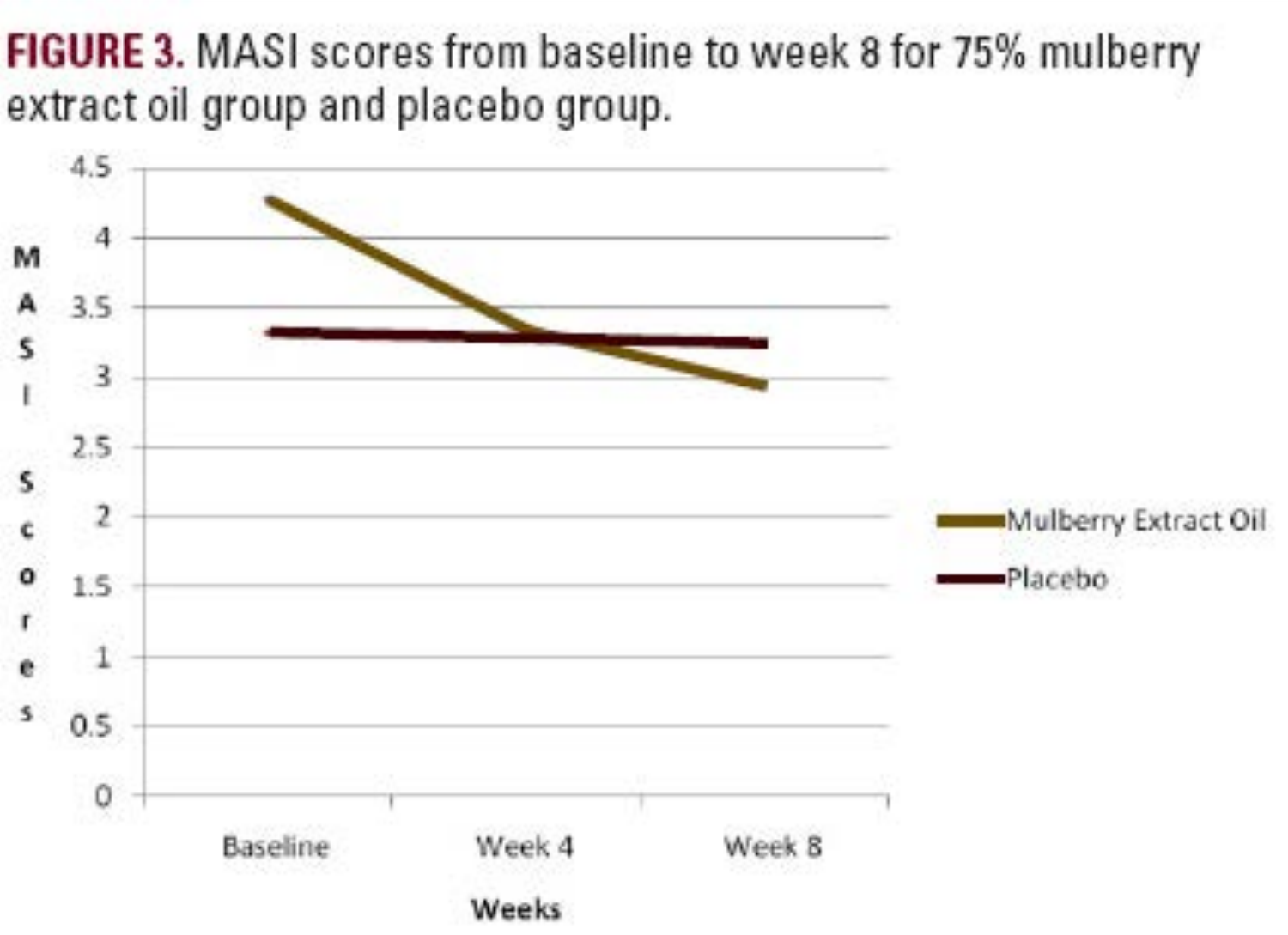**FIGURE 3.** MASI scores from baseline to week 8 for 75% mulberry extract oil group and placebo group.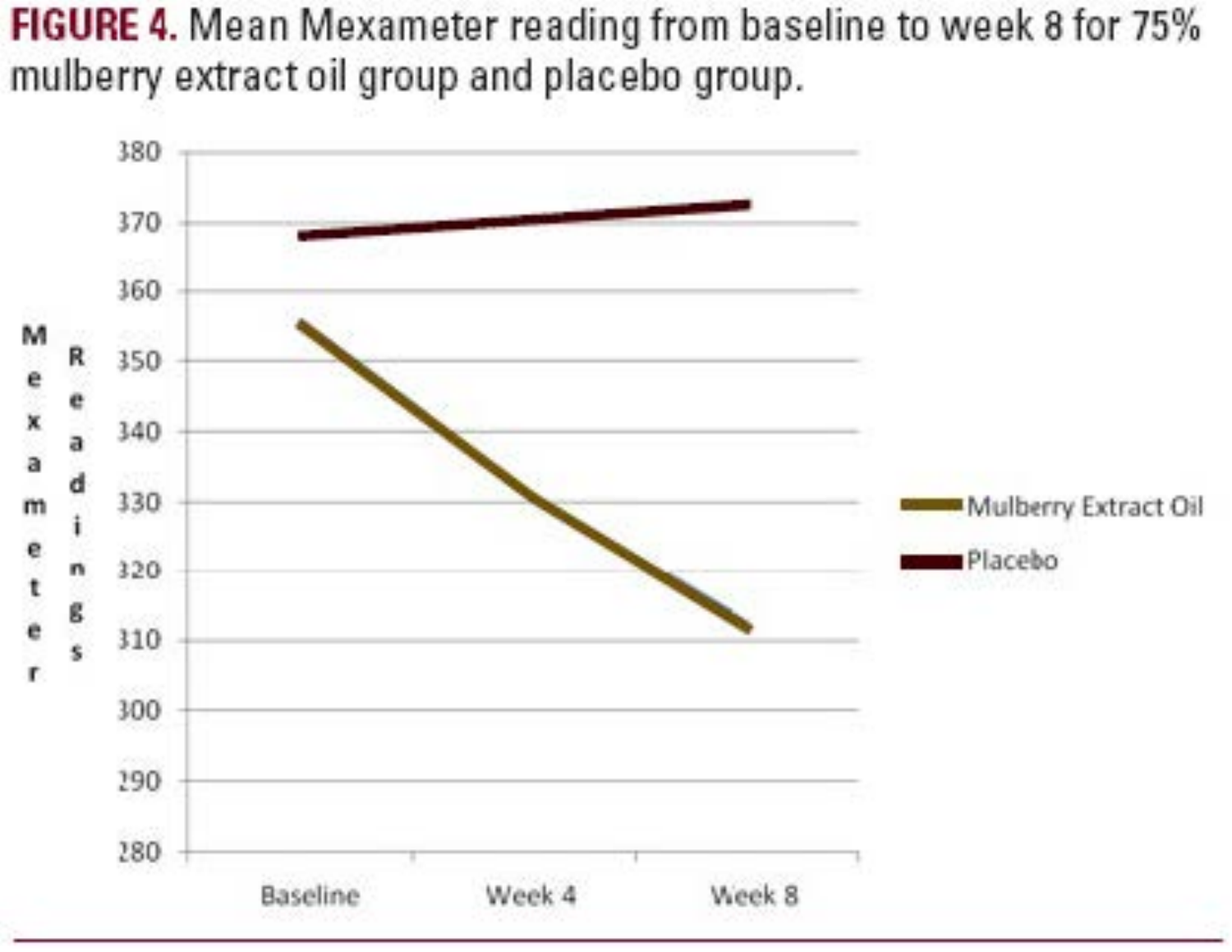**FIGURE 4.** Mean Mexameter reading from baseline to week 8 for 75% mulberry extract oil group and placebo group.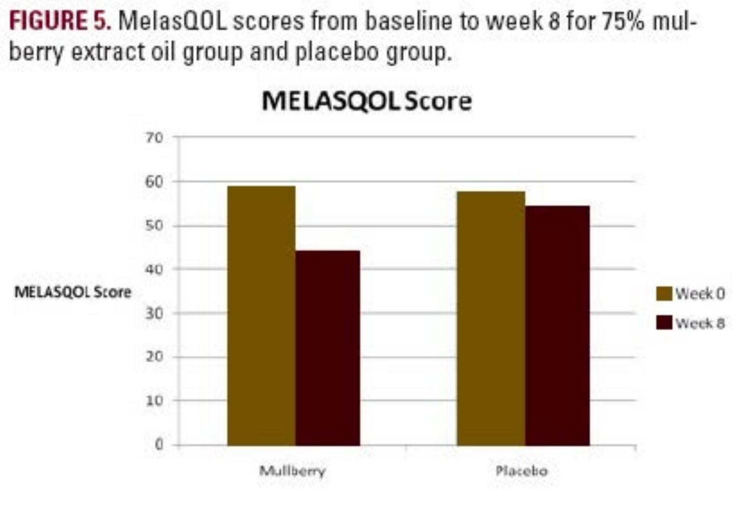**FIGURE 5.** MelasQOL scores from baseline to week 8 for 75% mulberry extract oil group and placebo group.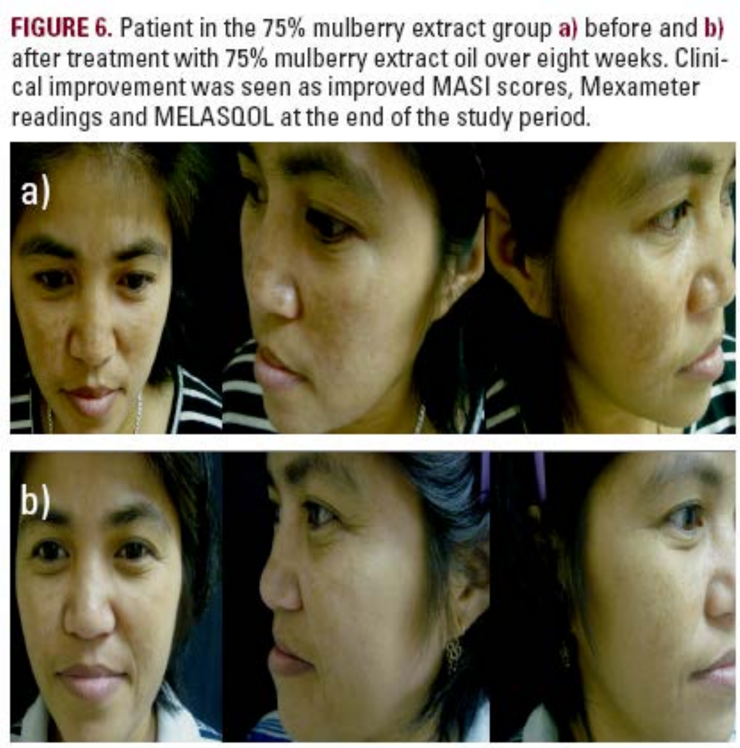**FIGURE 6.** Patient in the 75% mulberry extract group **a)** before and **b)** after treatment with 75% mulberry extract oil over eight weeks. Clinical improvement was seen as improved MASI scores, Mexameter readings and MELASQOL at the end of the study period.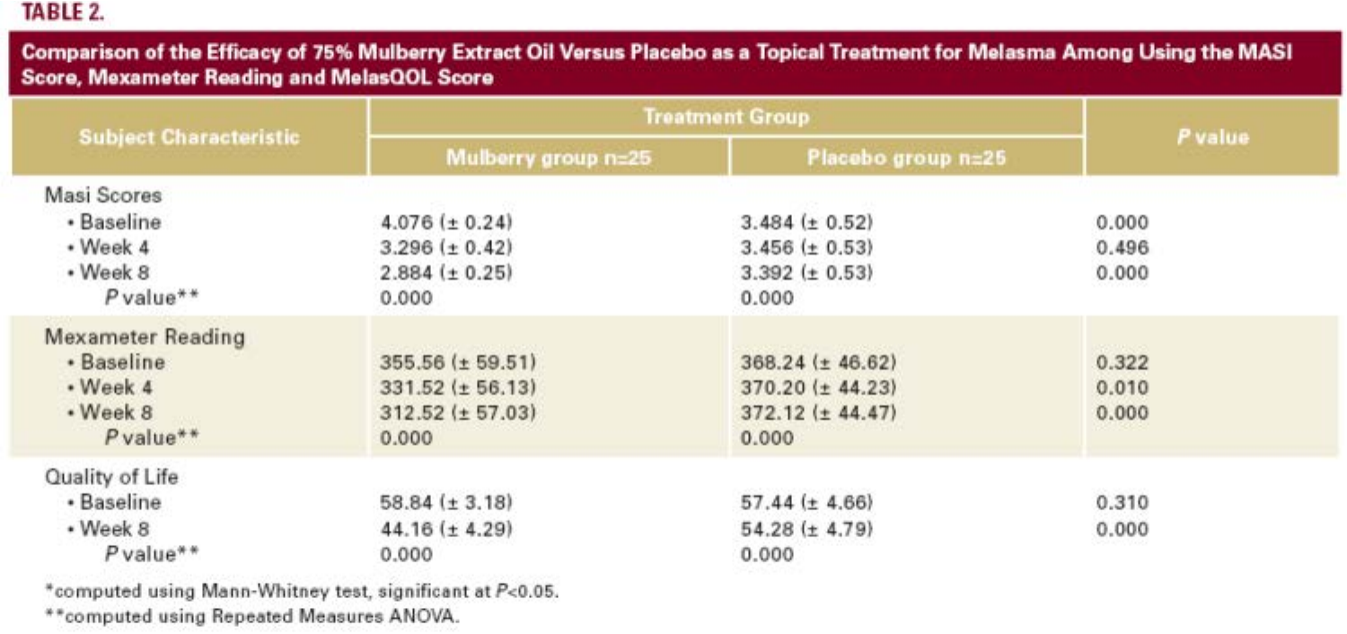**TABLE 2.**

**Comparison of the Efficacy of 75% Mulberry Extract Oil Versus Placebo as a Topical Treatment for Melasma Among Using the MASI Score, Mexameter Reading and MelasQOL Score**

| Subject Characteristic | Treatment Group | | P value |
|---|---|---|---|
| | Mulberry group n=25 | Placebo group n=25 | |
| **Masi Scores** | | | |
| • Baseline | 4.076 (± 0.24) | 3.484 (± 0.52) | 0.000 |
| • Week 4 | 3.296 (± 0.42) | 3.456 (± 0.53) | 0.496 |
| • Week 8 | 2.884 (± 0.25) | 3.392 (± 0.53) | 0.000 |
| *P* value** | 0.000 | 0.000 | |
| **Mexameter Reading** | | | |
| • Baseline | 355.56 (± 59.51) | 368.24 (± 46.62) | 0.322 |
| • Week 4 | 331.52 (± 56.13) | 370.20 (± 44.23) | 0.010 |
| • Week 8 | 312.52 (± 57.03) | 372.12 (± 44.47) | 0.000 |
| *P* value** | 0.000 | 0.000 | |
| **Quality of Life** | | | |
| • Baseline | 58.84 (± 3.18) | 57.44 (± 4.66) | 0.310 |
| • Week 8 | 44.16 (± 4.29) | 54.28 (± 4.79) | 0.000 |
| *P* value** | 0.000 | 0.000 | |

*computed using Mann-Whitney test, significant at $P<0.05$.

**computed using Repeated Measures ANOVA.